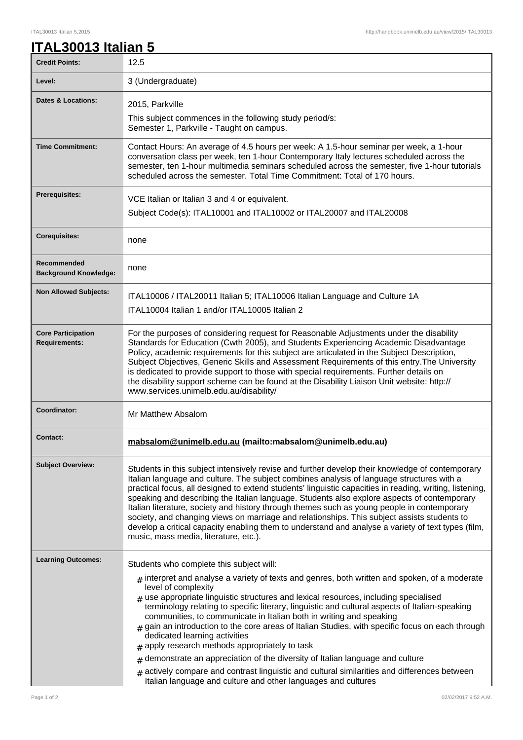# ITAL30013 Italian 5

| | |
|---|---|
| **Credit Points:** | 12.5 |
| **Level:** | 3 (Undergraduate) |
| **Dates & Locations:** | 2015, Parkville<br>This subject commences in the following study period/s:<br>Semester 1, Parkville - Taught on campus. |
| **Time Commitment:** | Contact Hours: An average of 4.5 hours per week: A 1.5-hour seminar per week, a 1-hour conversation class per week, ten 1-hour Contemporary Italy lectures scheduled across the semester, ten 1-hour multimedia seminars scheduled across the semester, five 1-hour tutorials scheduled across the semester. Total Time Commitment: Total of 170 hours. |
| **Prerequisites:** | VCE Italian or Italian 3 and 4 or equivalent.<br>Subject Code(s): ITAL10001 and ITAL10002 or ITAL20007 and ITAL20008 |
| **Corequisites:** | none |
| **Recommended Background Knowledge:** | none |
| **Non Allowed Subjects:** | ITAL10006 / ITAL20011 Italian 5; ITAL10006 Italian Language and Culture 1A<br>ITAL10004 Italian 1 and/or ITAL10005 Italian 2 |
| **Core Participation Requirements:** | For the purposes of considering request for Reasonable Adjustments under the disability Standards for Education (Cwth 2005), and Students Experiencing Academic Disadvantage Policy, academic requirements for this subject are articulated in the Subject Description, Subject Objectives, Generic Skills and Assessment Requirements of this entry.The University is dedicated to provide support to those with special requirements. Further details on the disability support scheme can be found at the Disability Liaison Unit website: http://www.services.unimelb.edu.au/disability/ |
| **Coordinator:** | Mr Matthew Absalom |
| **Contact:** | **mabsalom@unimelb.edu.au (mailto:mabsalom@unimelb.edu.au)** |
| **Subject Overview:** | Students in this subject intensively revise and further develop their knowledge of contemporary Italian language and culture. The subject combines analysis of language structures with a practical focus, all designed to extend students' linguistic capacities in reading, writing, listening, speaking and describing the Italian language. Students also explore aspects of contemporary Italian literature, society and history through themes such as young people in contemporary society, and changing views on marriage and relationships. This subject assists students to develop a critical capacity enabling them to understand and analyse a variety of text types (film, music, mass media, literature, etc.). |
| **Learning Outcomes:** | Students who complete this subject will:<br># interpret and analyse a variety of texts and genres, both written and spoken, of a moderate level of complexity<br># use appropriate linguistic structures and lexical resources, including specialised terminology relating to specific literary, linguistic and cultural aspects of Italian-speaking communities, to communicate in Italian both in writing and speaking<br># gain an introduction to the core areas of Italian Studies, with specific focus on each through dedicated learning activities<br># apply research methods appropriately to task<br># demonstrate an appreciation of the diversity of Italian language and culture<br># actively compare and contrast linguistic and cultural similarities and differences between Italian language and culture and other languages and cultures |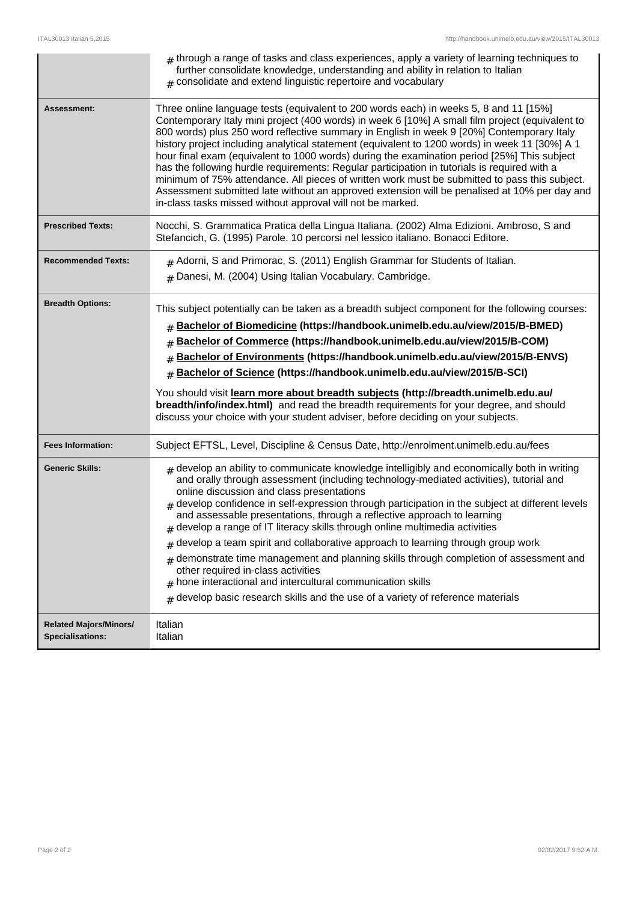| | |
|---|---|
| | - through a range of tasks and class experiences, apply a variety of learning techniques to further consolidate knowledge, understanding and ability in relation to Italian<br>- consolidate and extend linguistic repertoire and vocabulary |
| **Assessment:** | Three online language tests (equivalent to 200 words each) in weeks 5, 8 and 11 [15%] Contemporary Italy mini project (400 words) in week 6 [10%] A small film project (equivalent to 800 words) plus 250 word reflective summary in English in week 9 [20%] Contemporary Italy history project including analytical statement (equivalent to 1200 words) in week 11 [30%] A 1 hour final exam (equivalent to 1000 words) during the examination period [25%] This subject has the following hurdle requirements: Regular participation in tutorials is required with a minimum of 75% attendance. All pieces of written work must be submitted to pass this subject. Assessment submitted late without an approved extension will be penalised at 10% per day and in-class tasks missed without approval will not be marked. |
| **Prescribed Texts:** | Nocchi, S. Grammatica Pratica della Lingua Italiana. (2002) Alma Edizioni. Ambroso, S and Stefancich, G. (1995) Parole. 10 percorsi nel lessico italiano. Bonacci Editore. |
| **Recommended Texts:** | - Adorni, S and Primorac, S. (2011) English Grammar for Students of Italian.<br>- Danesi, M. (2004) Using Italian Vocabulary. Cambridge. |
| **Breadth Options:** | This subject potentially can be taken as a breadth subject component for the following courses:<br>- **Bachelor of Biomedicine (https://handbook.unimelb.edu.au/view/2015/B-BMED)**<br>- **Bachelor of Commerce (https://handbook.unimelb.edu.au/view/2015/B-COM)**<br>- **Bachelor of Environments (https://handbook.unimelb.edu.au/view/2015/B-ENVS)**<br>- **Bachelor of Science (https://handbook.unimelb.edu.au/view/2015/B-SCI)**<br><br>You should visit **learn more about breadth subjects (http://breadth.unimelb.edu.au/breadth/info/index.html)** and read the breadth requirements for your degree, and should discuss your choice with your student adviser, before deciding on your subjects. |
| **Fees Information:** | Subject EFTSL, Level, Discipline & Census Date, http://enrolment.unimelb.edu.au/fees |
| **Generic Skills:** | - develop an ability to communicate knowledge intelligibly and economically both in writing and orally through assessment (including technology-mediated activities), tutorial and online discussion and class presentations<br>- develop confidence in self-expression through participation in the subject at different levels and assessable presentations, through a reflective approach to learning<br>- develop a range of IT literacy skills through online multimedia activities<br>- develop a team spirit and collaborative approach to learning through group work<br>- demonstrate time management and planning skills through completion of assessment and other required in-class activities<br>- hone interactional and intercultural communication skills<br>- develop basic research skills and the use of a variety of reference materials |
| **Related Majors/Minors/ Specialisations:** | Italian<br>Italian |